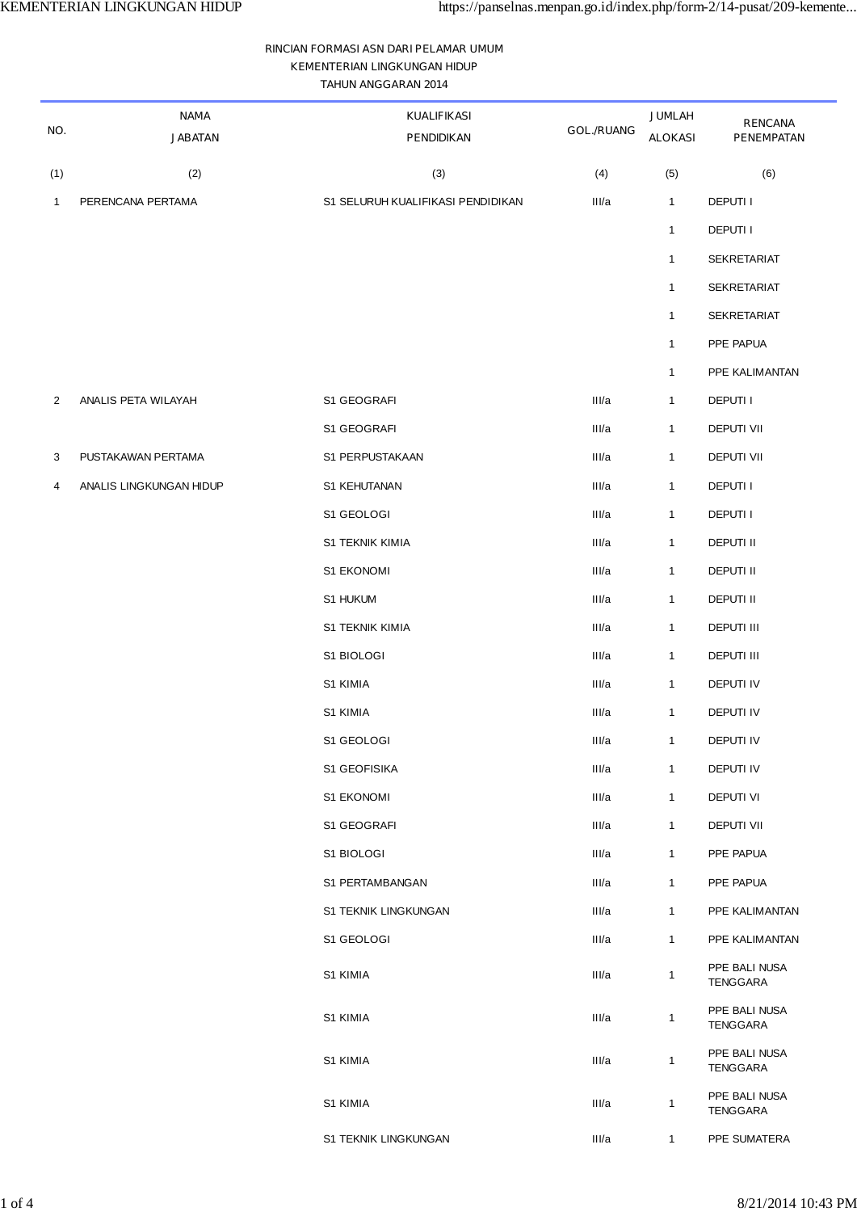RINCIAN FORMASI ASN DARI PELAMAR UMUM
KEMENTERIAN LINGKUNGAN HIDUP
TAHUN ANGGARAN 2014

| NO. | NAMA JABATAN | KUALIFIKASI PENDIDIKAN | GOL./RUANG | JUMLAH ALOKASI | RENCANA PENEMPATAN |
|---|---|---|---|---|---|
| (1) | (2) | (3) | (4) | (5) | (6) |
| 1 | PERENCANA PERTAMA | S1 SELURUH KUALIFIKASI PENDIDIKAN | III/a | 1 | DEPUTI I |
| | | | | 1 | DEPUTI I |
| | | | | 1 | SEKRETARIAT |
| | | | | 1 | SEKRETARIAT |
| | | | | 1 | SEKRETARIAT |
| | | | | 1 | PPE PAPUA |
| | | | | 1 | PPE KALIMANTAN |
| 2 | ANALIS PETA WILAYAH | S1 GEOGRAFI | III/a | 1 | DEPUTI I |
| | | S1 GEOGRAFI | III/a | 1 | DEPUTI VII |
| 3 | PUSTAKAWAN PERTAMA | S1 PERPUSTAKAAN | III/a | 1 | DEPUTI VII |
| 4 | ANALIS LINGKUNGAN HIDUP | S1 KEHUTANAN | III/a | 1 | DEPUTI I |
| | | S1 GEOLOGI | III/a | 1 | DEPUTI I |
| | | S1 TEKNIK KIMIA | III/a | 1 | DEPUTI II |
| | | S1 EKONOMI | III/a | 1 | DEPUTI II |
| | | S1 HUKUM | III/a | 1 | DEPUTI II |
| | | S1 TEKNIK KIMIA | III/a | 1 | DEPUTI III |
| | | S1 BIOLOGI | III/a | 1 | DEPUTI III |
| | | S1 KIMIA | III/a | 1 | DEPUTI IV |
| | | S1 KIMIA | III/a | 1 | DEPUTI IV |
| | | S1 GEOLOGI | III/a | 1 | DEPUTI IV |
| | | S1 GEOFISIKA | III/a | 1 | DEPUTI IV |
| | | S1 EKONOMI | III/a | 1 | DEPUTI VI |
| | | S1 GEOGRAFI | III/a | 1 | DEPUTI VII |
| | | S1 BIOLOGI | III/a | 1 | PPE PAPUA |
| | | S1 PERTAMBANGAN | III/a | 1 | PPE PAPUA |
| | | S1 TEKNIK LINGKUNGAN | III/a | 1 | PPE KALIMANTAN |
| | | S1 GEOLOGI | III/a | 1 | PPE KALIMANTAN |
| | | S1 KIMIA | III/a | 1 | PPE BALI NUSA TENGGARA |
| | | S1 KIMIA | III/a | 1 | PPE BALI NUSA TENGGARA |
| | | S1 KIMIA | III/a | 1 | PPE BALI NUSA TENGGARA |
| | | S1 KIMIA | III/a | 1 | PPE BALI NUSA TENGGARA |
| | | S1 TEKNIK LINGKUNGAN | III/a | 1 | PPE SUMATERA |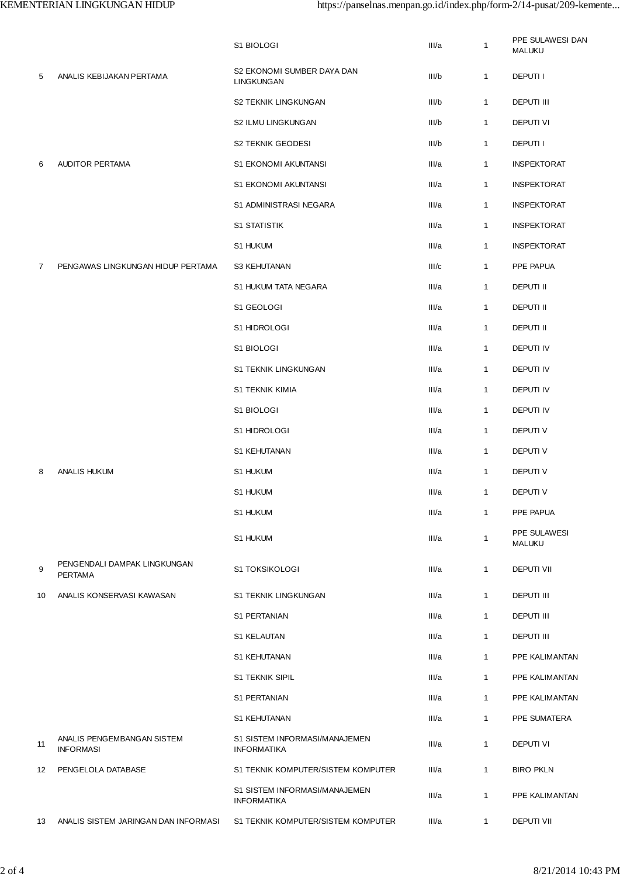| | | | | | |
|---|---|---|---|---|---|
| | | S1 BIOLOGI | III/a | 1 | PPE SULAWESI DAN MALUKU |
| 5 | ANALIS KEBIJAKAN PERTAMA | S2 EKONOMI SUMBER DAYA DAN LINGKUNGAN | III/b | 1 | DEPUTI I |
| | | S2 TEKNIK LINGKUNGAN | III/b | 1 | DEPUTI III |
| | | S2 ILMU LINGKUNGAN | III/b | 1 | DEPUTI VI |
| | | S2 TEKNIK GEODESI | III/b | 1 | DEPUTI I |
| 6 | AUDITOR PERTAMA | S1 EKONOMI AKUNTANSI | III/a | 1 | INSPEKTORAT |
| | | S1 EKONOMI AKUNTANSI | III/a | 1 | INSPEKTORAT |
| | | S1 ADMINISTRASI NEGARA | III/a | 1 | INSPEKTORAT |
| | | S1 STATISTIK | III/a | 1 | INSPEKTORAT |
| | | S1 HUKUM | III/a | 1 | INSPEKTORAT |
| 7 | PENGAWAS LINGKUNGAN HIDUP PERTAMA | S3 KEHUTANAN | III/c | 1 | PPE PAPUA |
| | | S1 HUKUM TATA NEGARA | III/a | 1 | DEPUTI II |
| | | S1 GEOLOGI | III/a | 1 | DEPUTI II |
| | | S1 HIDROLOGI | III/a | 1 | DEPUTI II |
| | | S1 BIOLOGI | III/a | 1 | DEPUTI IV |
| | | S1 TEKNIK LINGKUNGAN | III/a | 1 | DEPUTI IV |
| | | S1 TEKNIK KIMIA | III/a | 1 | DEPUTI IV |
| | | S1 BIOLOGI | III/a | 1 | DEPUTI IV |
| | | S1 HIDROLOGI | III/a | 1 | DEPUTI V |
| | | S1 KEHUTANAN | III/a | 1 | DEPUTI V |
| 8 | ANALIS HUKUM | S1 HUKUM | III/a | 1 | DEPUTI V |
| | | S1 HUKUM | III/a | 1 | DEPUTI V |
| | | S1 HUKUM | III/a | 1 | PPE PAPUA |
| | | S1 HUKUM | III/a | 1 | PPE SULAWESI MALUKU |
| 9 | PENGENDALI DAMPAK LINGKUNGAN PERTAMA | S1 TOKSIKOLOGI | III/a | 1 | DEPUTI VII |
| 10 | ANALIS KONSERVASI KAWASAN | S1 TEKNIK LINGKUNGAN | III/a | 1 | DEPUTI III |
| | | S1 PERTANIAN | III/a | 1 | DEPUTI III |
| | | S1 KELAUTAN | III/a | 1 | DEPUTI III |
| | | S1 KEHUTANAN | III/a | 1 | PPE KALIMANTAN |
| | | S1 TEKNIK SIPIL | III/a | 1 | PPE KALIMANTAN |
| | | S1 PERTANIAN | III/a | 1 | PPE KALIMANTAN |
| | | S1 KEHUTANAN | III/a | 1 | PPE SUMATERA |
| 11 | ANALIS PENGEMBANGAN SISTEM INFORMASI | S1 SISTEM INFORMASI/MANAJEMEN INFORMATIKA | III/a | 1 | DEPUTI VI |
| 12 | PENGELOLA DATABASE | S1 TEKNIK KOMPUTER/SISTEM KOMPUTER | III/a | 1 | BIRO PKLN |
| | | S1 SISTEM INFORMASI/MANAJEMEN INFORMATIKA | III/a | 1 | PPE KALIMANTAN |
| 13 | ANALIS SISTEM JARINGAN DAN INFORMASI | S1 TEKNIK KOMPUTER/SISTEM KOMPUTER | III/a | 1 | DEPUTI VII |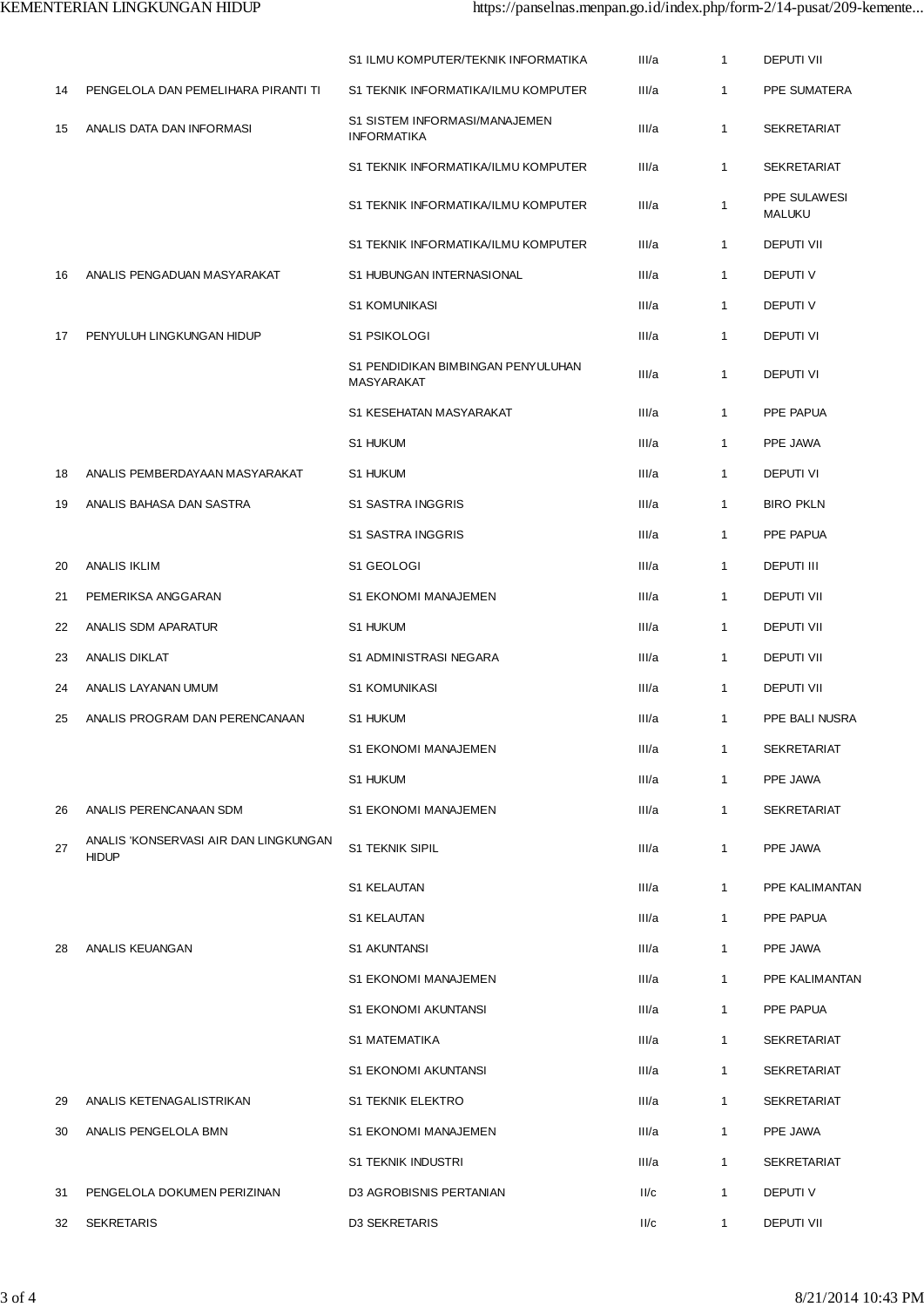| | | | | | |
|---|---|---|---|---|---|
| | | S1 ILMU KOMPUTER/TEKNIK INFORMATIKA | III/a | 1 | DEPUTI VII |
| 14 | PENGELOLA DAN PEMELIHARA PIRANTI TI | S1 TEKNIK INFORMATIKA/ILMU KOMPUTER | III/a | 1 | PPE SUMATERA |
| 15 | ANALIS DATA DAN INFORMASI | S1 SISTEM INFORMASI/MANAJEMEN INFORMATIKA | III/a | 1 | SEKRETARIAT |
| | | S1 TEKNIK INFORMATIKA/ILMU KOMPUTER | III/a | 1 | SEKRETARIAT |
| | | S1 TEKNIK INFORMATIKA/ILMU KOMPUTER | III/a | 1 | PPE SULAWESI MALUKU |
| | | S1 TEKNIK INFORMATIKA/ILMU KOMPUTER | III/a | 1 | DEPUTI VII |
| 16 | ANALIS PENGADUAN MASYARAKAT | S1 HUBUNGAN INTERNASIONAL | III/a | 1 | DEPUTI V |
| | | S1 KOMUNIKASI | III/a | 1 | DEPUTI V |
| 17 | PENYULUH LINGKUNGAN HIDUP | S1 PSIKOLOGI | III/a | 1 | DEPUTI VI |
| | | S1 PENDIDIKAN BIMBINGAN PENYULUHAN MASYARAKAT | III/a | 1 | DEPUTI VI |
| | | S1 KESEHATAN MASYARAKAT | III/a | 1 | PPE PAPUA |
| | | S1 HUKUM | III/a | 1 | PPE JAWA |
| 18 | ANALIS PEMBERDAYAAN MASYARAKAT | S1 HUKUM | III/a | 1 | DEPUTI VI |
| 19 | ANALIS BAHASA DAN SASTRA | S1 SASTRA INGGRIS | III/a | 1 | BIRO PKLN |
| | | S1 SASTRA INGGRIS | III/a | 1 | PPE PAPUA |
| 20 | ANALIS IKLIM | S1 GEOLOGI | III/a | 1 | DEPUTI III |
| 21 | PEMERIKSA ANGGARAN | S1 EKONOMI MANAJEMEN | III/a | 1 | DEPUTI VII |
| 22 | ANALIS SDM APARATUR | S1 HUKUM | III/a | 1 | DEPUTI VII |
| 23 | ANALIS DIKLAT | S1 ADMINISTRASI NEGARA | III/a | 1 | DEPUTI VII |
| 24 | ANALIS LAYANAN UMUM | S1 KOMUNIKASI | III/a | 1 | DEPUTI VII |
| 25 | ANALIS PROGRAM DAN PERENCANAAN | S1 HUKUM | III/a | 1 | PPE BALI NUSRA |
| | | S1 EKONOMI MANAJEMEN | III/a | 1 | SEKRETARIAT |
| | | S1 HUKUM | III/a | 1 | PPE JAWA |
| 26 | ANALIS PERENCANAAN SDM | S1 EKONOMI MANAJEMEN | III/a | 1 | SEKRETARIAT |
| 27 | ANALIS 'KONSERVASI AIR DAN LINGKUNGAN HIDUP | S1 TEKNIK SIPIL | III/a | 1 | PPE JAWA |
| | | S1 KELAUTAN | III/a | 1 | PPE KALIMANTAN |
| | | S1 KELAUTAN | III/a | 1 | PPE PAPUA |
| 28 | ANALIS KEUANGAN | S1 AKUNTANSI | III/a | 1 | PPE JAWA |
| | | S1 EKONOMI MANAJEMEN | III/a | 1 | PPE KALIMANTAN |
| | | S1 EKONOMI AKUNTANSI | III/a | 1 | PPE PAPUA |
| | | S1 MATEMATIKA | III/a | 1 | SEKRETARIAT |
| | | S1 EKONOMI AKUNTANSI | III/a | 1 | SEKRETARIAT |
| 29 | ANALIS KETENAGALISTRIKAN | S1 TEKNIK ELEKTRO | III/a | 1 | SEKRETARIAT |
| 30 | ANALIS PENGELOLA BMN | S1 EKONOMI MANAJEMEN | III/a | 1 | PPE JAWA |
| | | S1 TEKNIK INDUSTRI | III/a | 1 | SEKRETARIAT |
| 31 | PENGELOLA DOKUMEN PERIZINAN | D3 AGROBISNIS PERTANIAN | II/c | 1 | DEPUTI V |
| 32 | SEKRETARIS | D3 SEKRETARIS | II/c | 1 | DEPUTI VII |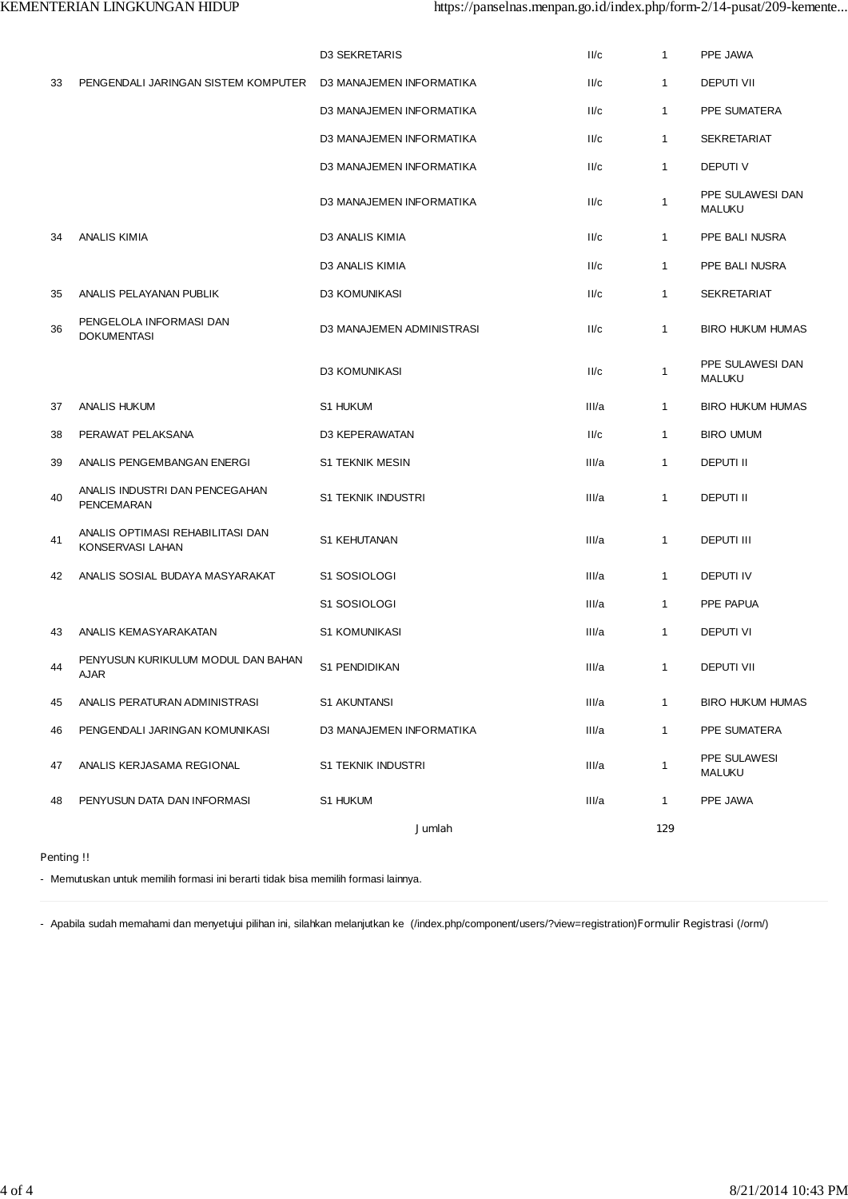| | | | | | |
|---|---|---|---|---|---|
| | | D3 SEKRETARIS | II/c | 1 | PPE JAWA |
| 33 | PENGENDALI JARINGAN SISTEM KOMPUTER | D3 MANAJEMEN INFORMATIKA | II/c | 1 | DEPUTI VII |
| | | D3 MANAJEMEN INFORMATIKA | II/c | 1 | PPE SUMATERA |
| | | D3 MANAJEMEN INFORMATIKA | II/c | 1 | SEKRETARIAT |
| | | D3 MANAJEMEN INFORMATIKA | II/c | 1 | DEPUTI V |
| | | D3 MANAJEMEN INFORMATIKA | II/c | 1 | PPE SULAWESI DAN MALUKU |
| 34 | ANALIS KIMIA | D3 ANALIS KIMIA | II/c | 1 | PPE BALI NUSRA |
| | | D3 ANALIS KIMIA | II/c | 1 | PPE BALI NUSRA |
| 35 | ANALIS PELAYANAN PUBLIK | D3 KOMUNIKASI | II/c | 1 | SEKRETARIAT |
| 36 | PENGELOLA INFORMASI DAN DOKUMENTASI | D3 MANAJEMEN ADMINISTRASI | II/c | 1 | BIRO HUKUM HUMAS |
| | | D3 KOMUNIKASI | II/c | 1 | PPE SULAWESI DAN MALUKU |
| 37 | ANALIS HUKUM | S1 HUKUM | III/a | 1 | BIRO HUKUM HUMAS |
| 38 | PERAWAT PELAKSANA | D3 KEPERAWATAN | II/c | 1 | BIRO UMUM |
| 39 | ANALIS PENGEMBANGAN ENERGI | S1 TEKNIK MESIN | III/a | 1 | DEPUTI II |
| 40 | ANALIS INDUSTRI DAN PENCEGAHAN PENCEMARAN | S1 TEKNIK INDUSTRI | III/a | 1 | DEPUTI II |
| 41 | ANALIS OPTIMASI REHABILITASI DAN KONSERVASI LAHAN | S1 KEHUTANAN | III/a | 1 | DEPUTI III |
| 42 | ANALIS SOSIAL BUDAYA MASYARAKAT | S1 SOSIOLOGI | III/a | 1 | DEPUTI IV |
| | | S1 SOSIOLOGI | III/a | 1 | PPE PAPUA |
| 43 | ANALIS KEMASYARAKATAN | S1 KOMUNIKASI | III/a | 1 | DEPUTI VI |
| 44 | PENYUSUN KURIKULUM MODUL DAN BAHAN AJAR | S1 PENDIDIKAN | III/a | 1 | DEPUTI VII |
| 45 | ANALIS PERATURAN ADMINISTRASI | S1 AKUNTANSI | III/a | 1 | BIRO HUKUM HUMAS |
| 46 | PENGENDALI JARINGAN KOMUNIKASI | D3 MANAJEMEN INFORMATIKA | III/a | 1 | PPE SUMATERA |
| 47 | ANALIS KERJASAMA REGIONAL | S1 TEKNIK INDUSTRI | III/a | 1 | PPE SULAWESI MALUKU |
| 48 | PENYUSUN DATA DAN INFORMASI | S1 HUKUM | III/a | 1 | PPE JAWA |
| | | Jumlah | | 129 | |

Penting !!

- Memutuskan untuk memilih formasi ini berarti tidak bisa memilih formasi lainnya.

- Apabila sudah memahami dan menyetujui pilihan ini, silahkan melanjutkan ke (/index.php/component/users/?view=registration)Formulir Registrasi (/orm/)